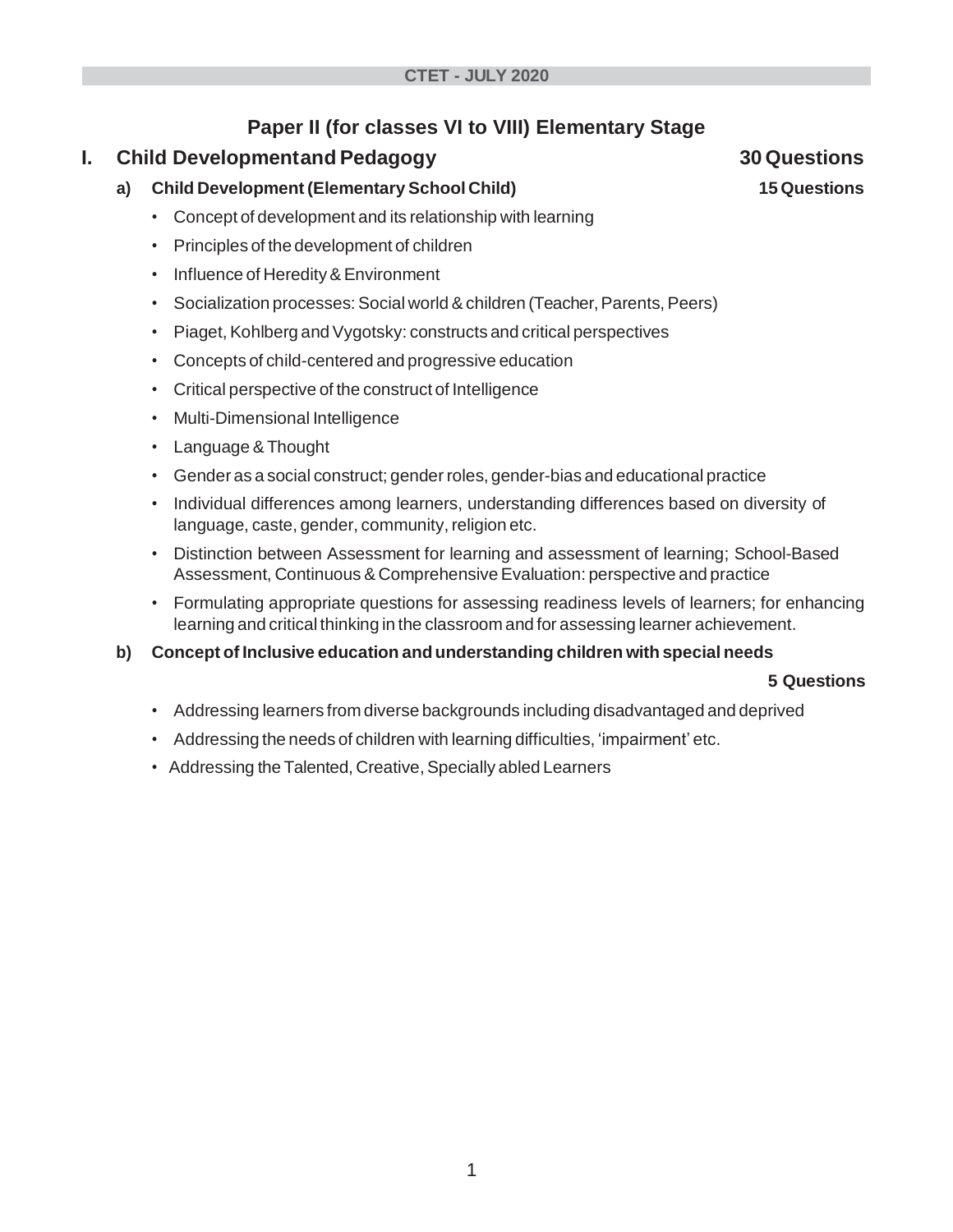**CTET - JULY 2020**

# Paper II (for classes VI to VIII) Elementary Stage

## I. Child Developmentand Pedagogy — 30 Questions

### a) Child Development (Elementary School Child) — 15 Questions

- Concept of development and its relationship with learning
- Principles of the development of children
- Influence of Heredity & Environment
- Socialization processes: Social world & children (Teacher, Parents, Peers)
- Piaget, Kohlberg and Vygotsky: constructs and critical perspectives
- Concepts of child-centered and progressive education
- Critical perspective of the construct of Intelligence
- Multi-Dimensional Intelligence
- Language & Thought
- Gender as a social construct; gender roles, gender-bias and educational practice
- Individual differences among learners, understanding differences based on diversity of language, caste, gender, community, religion etc.
- Distinction between Assessment for learning and assessment of learning; School-Based Assessment, Continuous & Comprehensive Evaluation: perspective and practice
- Formulating appropriate questions for assessing readiness levels of learners; for enhancing learning and critical thinking in the classroom and for assessing learner achievement.

### b) Concept of Inclusive education and understanding children with special needs

**5 Questions**

- Addressing learners from diverse backgrounds including disadvantaged and deprived
- Addressing the needs of children with learning difficulties, 'impairment' etc.
- Addressing the Talented, Creative, Specially abled Learners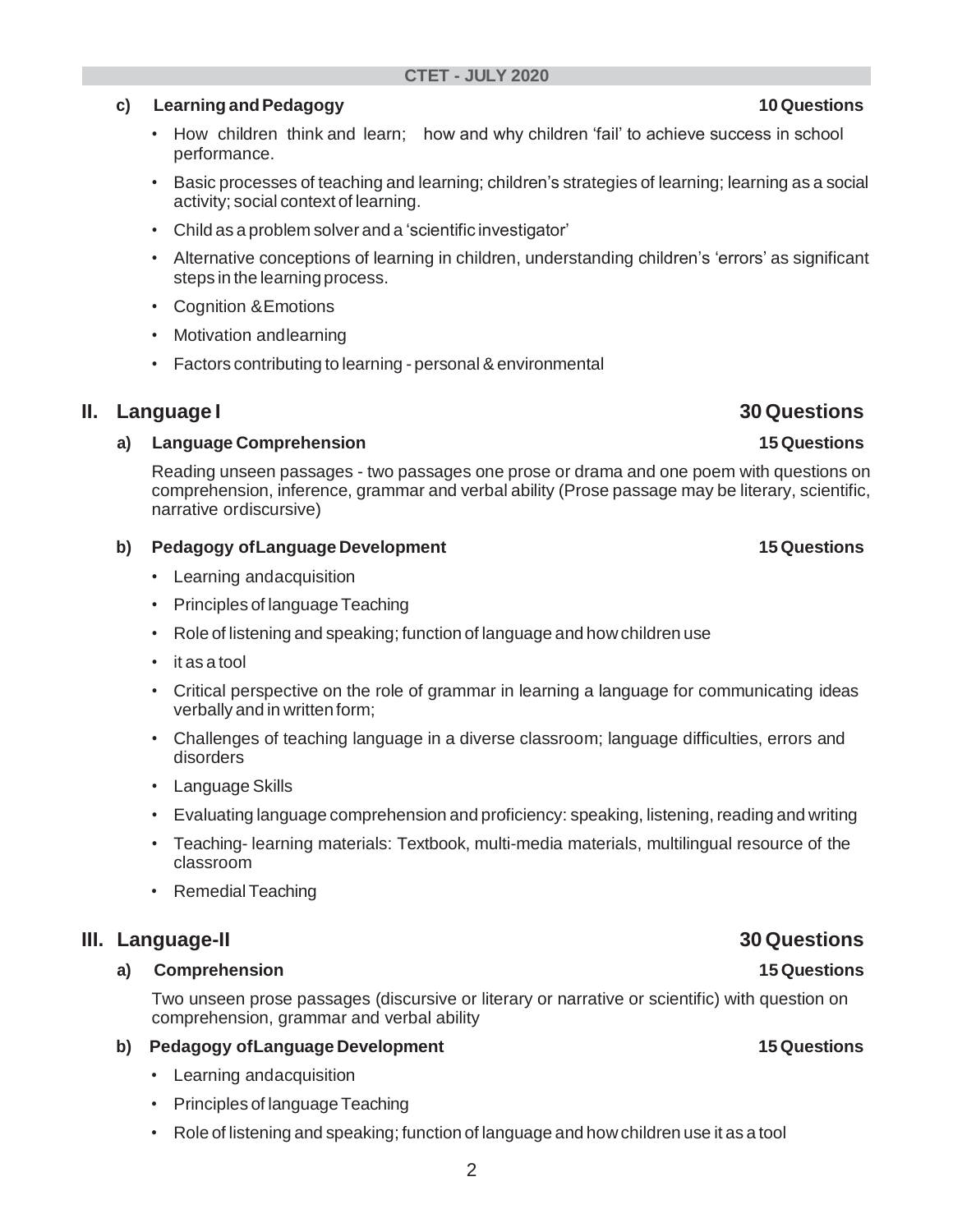### c) Learning and Pedagogy — 10 Questions

- How children think and learn; how and why children 'fail' to achieve success in school performance.
- Basic processes of teaching and learning; children's strategies of learning; learning as a social activity; social context of learning.
- Child as a problem solver and a 'scientific investigator'
- Alternative conceptions of learning in children, understanding children's 'errors' as significant steps in the learning process.
- Cognition & Emotions
- Motivation and learning
- Factors contributing to learning - personal & environmental

## II. Language I — 30 Questions

### a) Language Comprehension — 15 Questions

Reading unseen passages - two passages one prose or drama and one poem with questions on comprehension, inference, grammar and verbal ability (Prose passage may be literary, scientific, narrative or discursive)

### b) Pedagogy of Language Development — 15 Questions

- Learning and acquisition
- Principles of language Teaching
- Role of listening and speaking; function of language and how children use
- it as a tool
- Critical perspective on the role of grammar in learning a language for communicating ideas verbally and in written form;
- Challenges of teaching language in a diverse classroom; language difficulties, errors and disorders
- Language Skills
- Evaluating language comprehension and proficiency: speaking, listening, reading and writing
- Teaching- learning materials: Textbook, multi-media materials, multilingual resource of the classroom
- Remedial Teaching

## III. Language-II — 30 Questions

### a) Comprehension — 15 Questions

Two unseen prose passages (discursive or literary or narrative or scientific) with question on comprehension, grammar and verbal ability

### b) Pedagogy of Language Development — 15 Questions

- Learning and acquisition
- Principles of language Teaching
- Role of listening and speaking; function of language and how children use it as a tool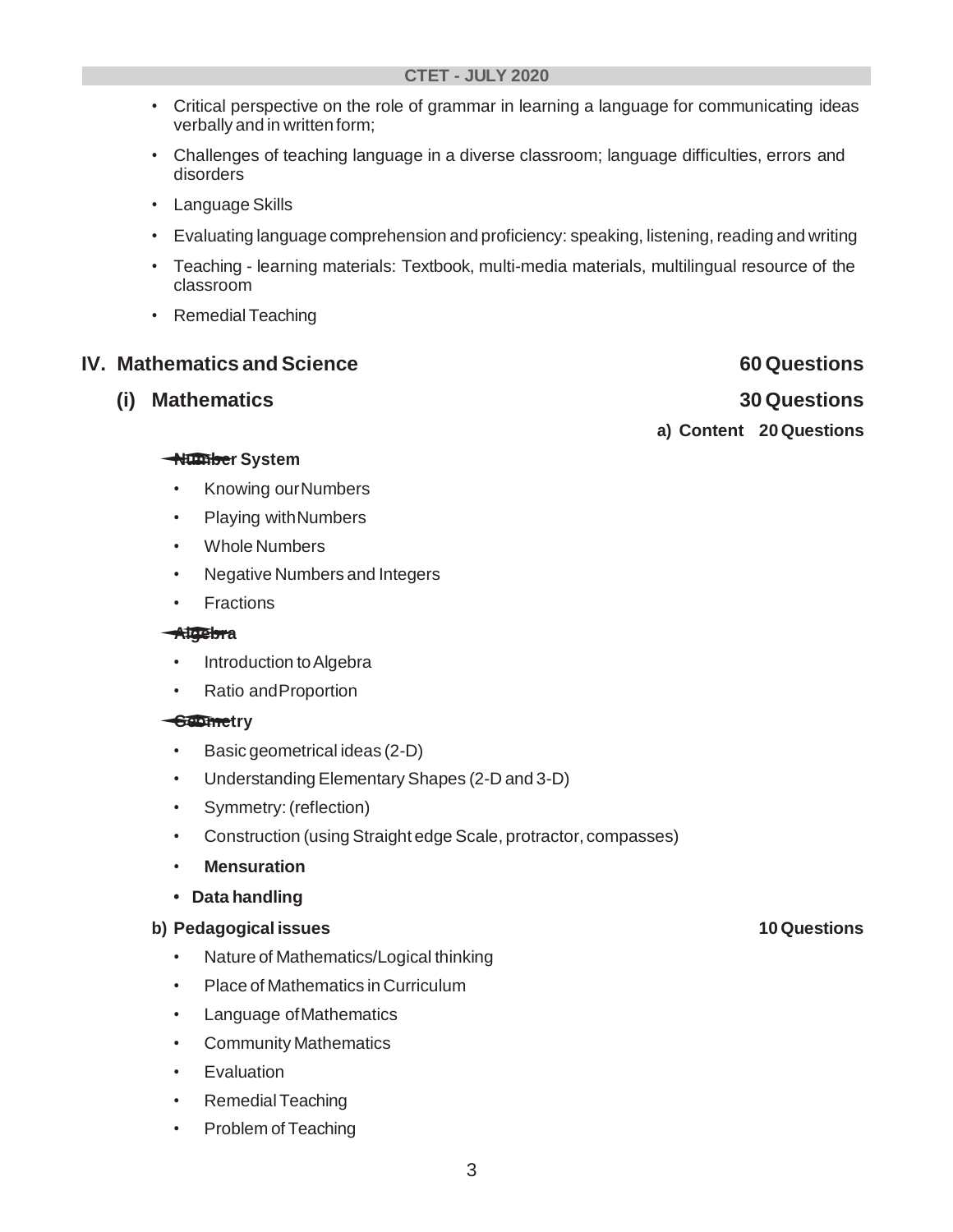- Critical perspective on the role of grammar in learning a language for communicating ideas verbally and in written form;
- Challenges of teaching language in a diverse classroom; language difficulties, errors and disorders
- Language Skills
- Evaluating language comprehension and proficiency: speaking, listening, reading and writing
- Teaching - learning materials: Textbook, multi-media materials, multilingual resource of the classroom
- Remedial Teaching

## IV. Mathematics and Science — 60 Questions

### (i) Mathematics — 30 Questions

**a) Content — 20 Questions**

**Number System**

- Knowing our Numbers
- Playing with Numbers
- Whole Numbers
- Negative Numbers and Integers
- Fractions

**Algebra**

- Introduction to Algebra
- Ratio and Proportion

**Geometry**

- Basic geometrical ideas (2-D)
- Understanding Elementary Shapes (2-D and 3-D)
- Symmetry: (reflection)
- Construction (using Straight edge Scale, protractor, compasses)
- **Mensuration**
- **Data handling**

**b) Pedagogical issues — 10 Questions**

- Nature of Mathematics/Logical thinking
- Place of Mathematics in Curriculum
- Language of Mathematics
- Community Mathematics
- Evaluation
- Remedial Teaching
- Problem of Teaching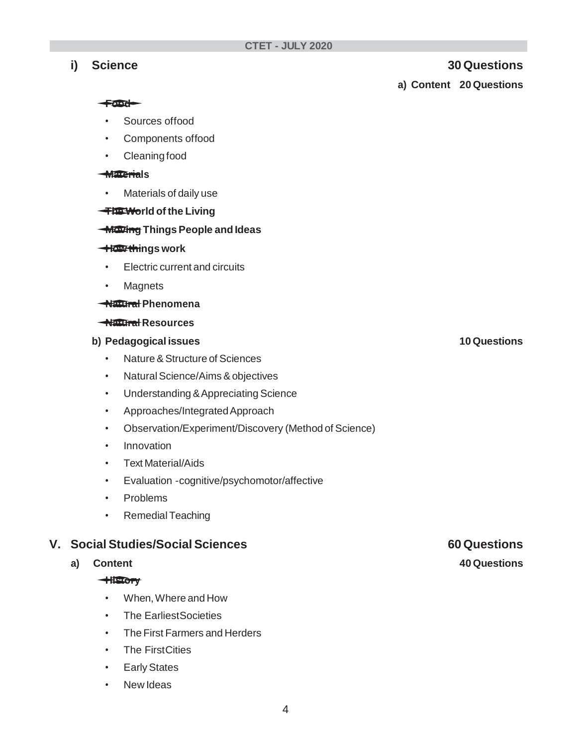## i) Science 30 Questions

**a) Content 20 Questions**

**Food**

- Sources of food
- Components of food
- Cleaning food

**Materials**

- Materials of daily use

**The World of the Living**

**Moving Things People and Ideas**

**How things work**

- Electric current and circuits
- Magnets

**Natural Phenomena**

**Natural Resources**

**b) Pedagogical issues 10 Questions**

- Nature & Structure of Sciences
- Natural Science/Aims & objectives
- Understanding & Appreciating Science
- Approaches/Integrated Approach
- Observation/Experiment/Discovery (Method of Science)
- Innovation
- Text Material/Aids
- Evaluation - cognitive/psychomotor/affective
- Problems
- Remedial Teaching

## V. Social Studies/Social Sciences 60 Questions

**a) Content 40 Questions**

**History**

- When, Where and How
- The Earliest Societies
- The First Farmers and Herders
- The First Cities
- Early States
- New Ideas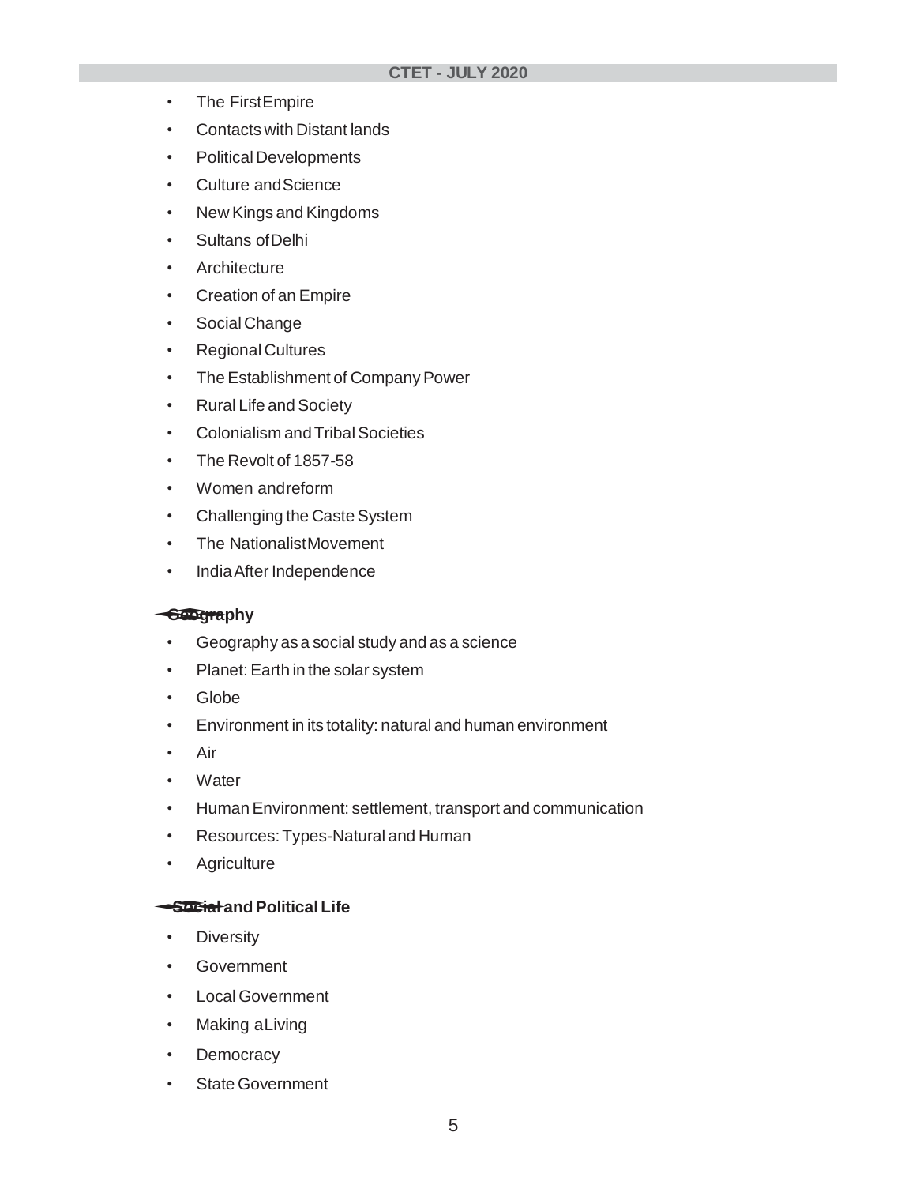- The First Empire
- Contacts with Distant lands
- Political Developments
- Culture and Science
- New Kings and Kingdoms
- Sultans of Delhi
- Architecture
- Creation of an Empire
- Social Change
- Regional Cultures
- The Establishment of Company Power
- Rural Life and Society
- Colonialism and Tribal Societies
- The Revolt of 1857-58
- Women and reform
- Challenging the Caste System
- The Nationalist Movement
- India After Independence

**Geography**

- Geography as a social study and as a science
- Planet: Earth in the solar system
- Globe
- Environment in its totality: natural and human environment
- Air
- Water
- Human Environment: settlement, transport and communication
- Resources: Types-Natural and Human
- Agriculture

**Social and Political Life**

- Diversity
- Government
- Local Government
- Making a Living
- Democracy
- State Government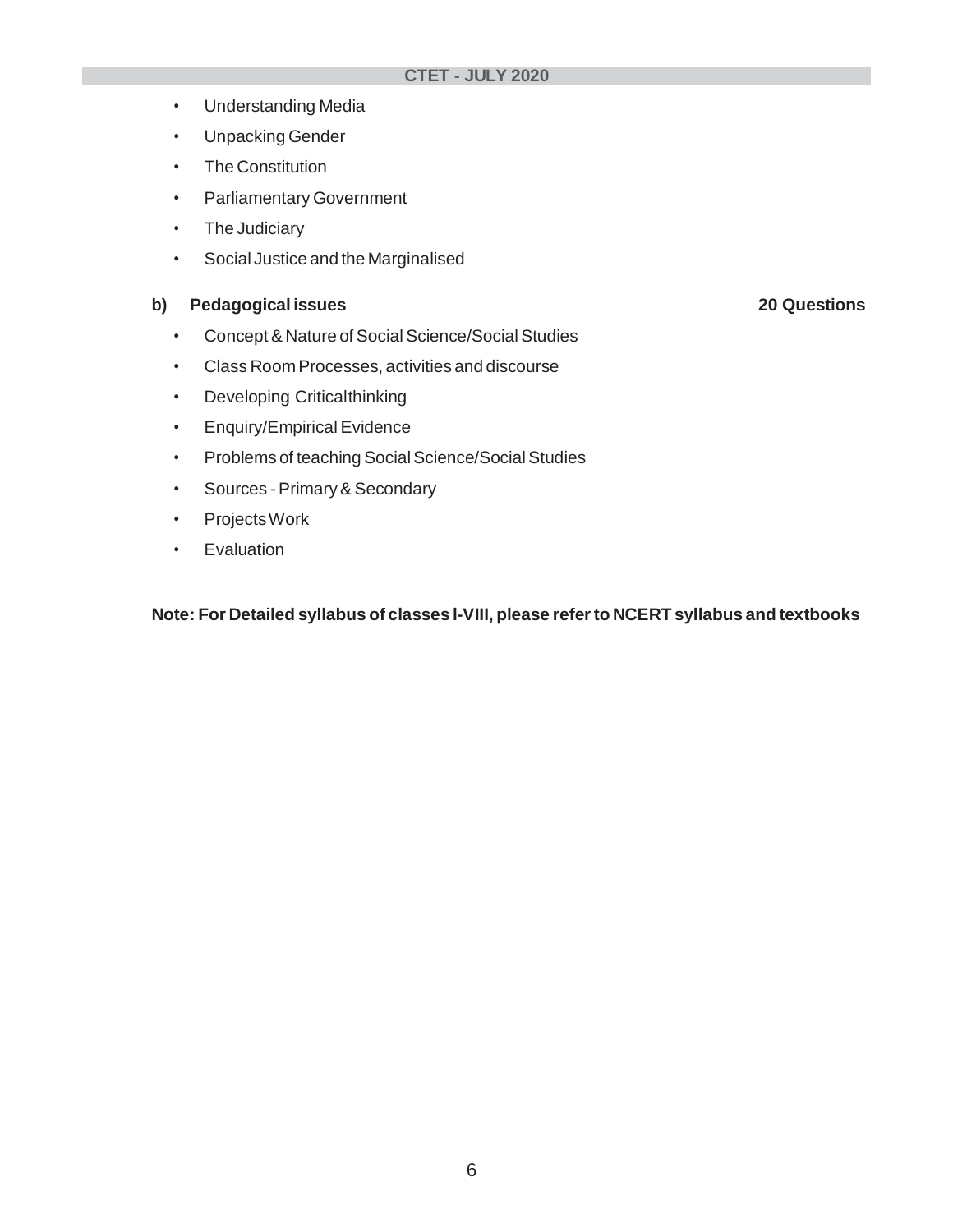- Understanding Media
- Unpacking Gender
- The Constitution
- Parliamentary Government
- The Judiciary
- Social Justice and the Marginalised

**b) Pedagogical issues** **20 Questions**

- Concept & Nature of Social Science/Social Studies
- Class Room Processes, activities and discourse
- Developing Criticalthinking
- Enquiry/Empirical Evidence
- Problems of teaching Social Science/Social Studies
- Sources - Primary & Secondary
- Projects Work
- Evaluation

**Note: For Detailed syllabus of classes I-VIII, please refer to NCERT syllabus and textbooks**